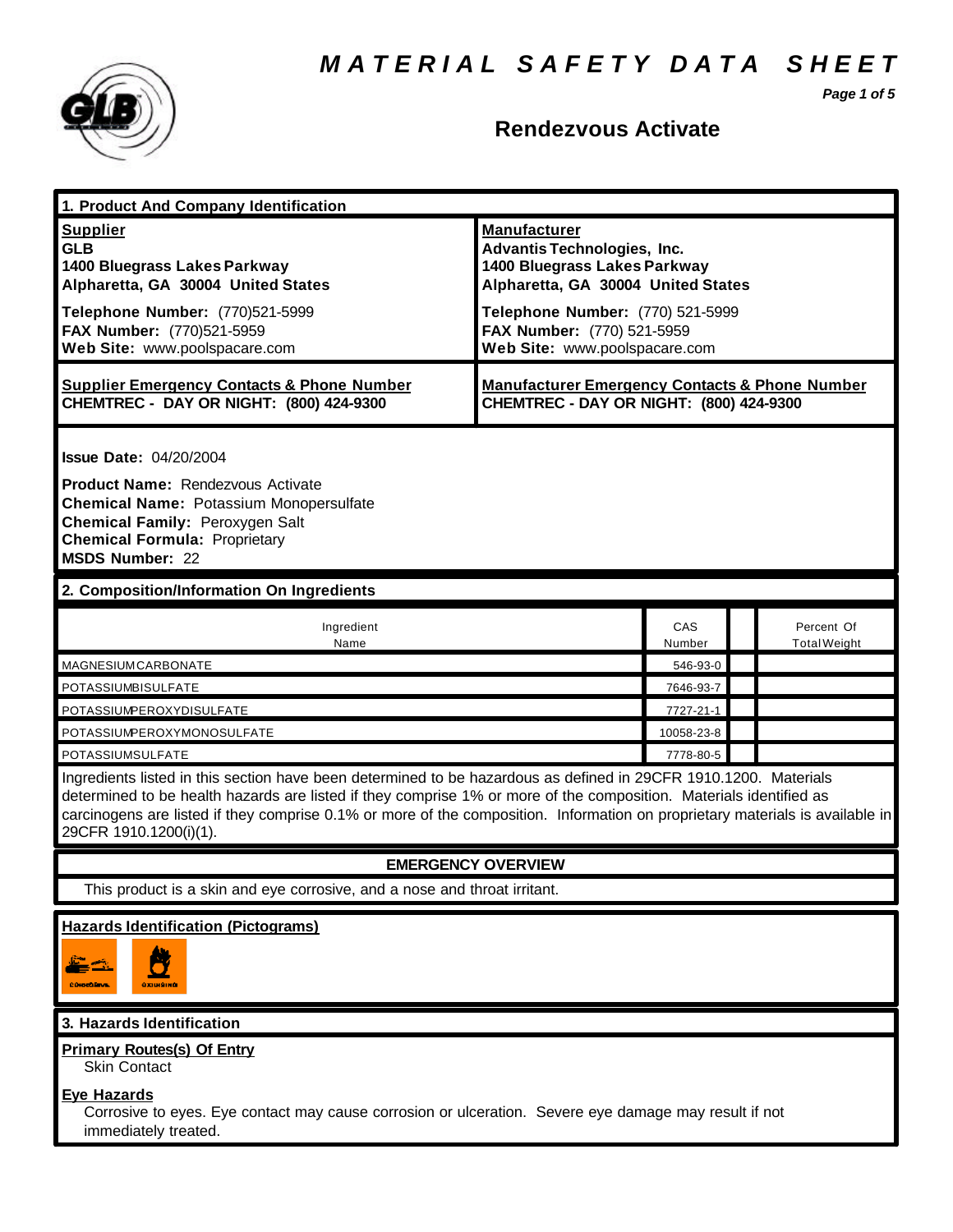# MATERIAL SAFETY DATA SHEET

## Rendezvous Activate

### 1. Product And Company Identification

| **Supplier** | **Manufacturer** |
|---|---|
| **GLB**<br>**1400 Bluegrass Lakes Parkway**<br>**Alpharetta, GA 30004 United States** | **Advantis Technologies, Inc.**<br>**1400 Bluegrass Lakes Parkway**<br>**Alpharetta, GA 30004 United States** |
| **Telephone Number:** (770)521-5999<br>**FAX Number:** (770)521-5959<br>**Web Site:** www.poolspacare.com | **Telephone Number:** (770) 521-5999<br>**FAX Number:** (770) 521-5959<br>**Web Site:** www.poolspacare.com |
| **Supplier Emergency Contacts & Phone Number**<br>**CHEMTREC - DAY OR NIGHT: (800) 424-9300** | **Manufacturer Emergency Contacts & Phone Number**<br>**CHEMTREC - DAY OR NIGHT: (800) 424-9300** |

**Issue Date:** 04/20/2004

**Product Name:** Rendezvous Activate
**Chemical Name:** Potassium Monopersulfate
**Chemical Family:** Peroxygen Salt
**Chemical Formula:** Proprietary
**MSDS Number:** 22

### 2. Composition/Information On Ingredients

| Ingredient Name | CAS Number | | Percent Of Total Weight |
|---|---|---|---|
| MAGNESIUMCARBONATE | 546-93-0 | | |
| POTASSIUMBISULFATE | 7646-93-7 | | |
| POTASSIUMPEROXYDISULFATE | 7727-21-1 | | |
| POTASSIUMPEROXYMONOSULFATE | 10058-23-8 | | |
| POTASSIUMSULFATE | 7778-80-5 | | |

Ingredients listed in this section have been determined to be hazardous as defined in 29CFR 1910.1200. Materials determined to be health hazards are listed if they comprise 1% or more of the composition. Materials identified as carcinogens are listed if they comprise 0.1% or more of the composition. Information on proprietary materials is available in 29CFR 1910.1200(i)(1).

**EMERGENCY OVERVIEW**

This product is a skin and eye corrosive, and a nose and throat irritant.

**Hazards Identification (Pictograms)**

CORROSIVE OXIDIZING

### 3. Hazards Identification

**Primary Routes(s) Of Entry**

Skin Contact

**Eye Hazards**

Corrosive to eyes. Eye contact may cause corrosion or ulceration. Severe eye damage may result if not immediately treated.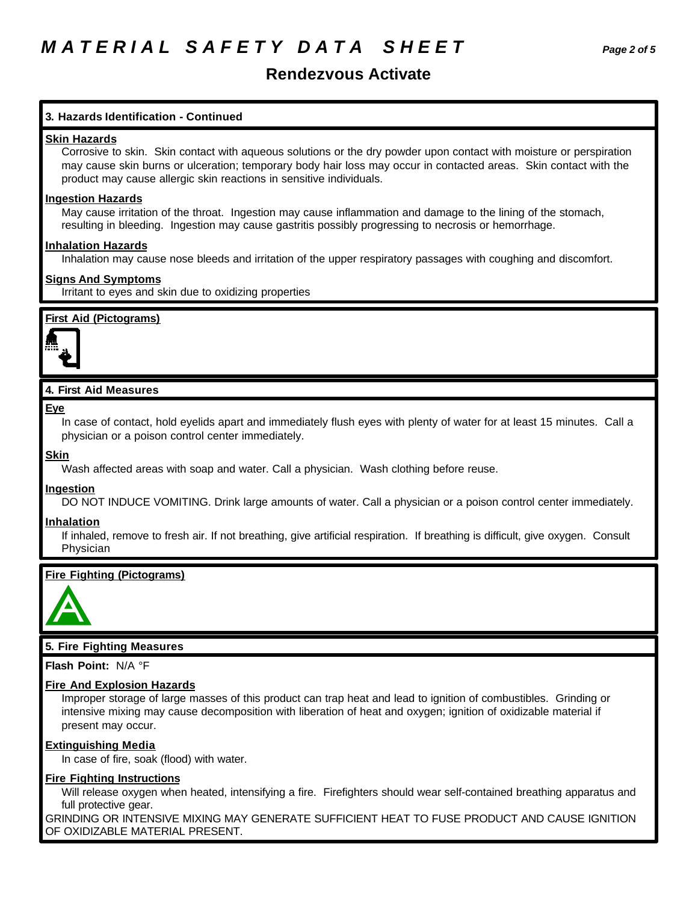# Rendezvous Activate

## 3. Hazards Identification - Continued

**Skin Hazards**

Corrosive to skin. Skin contact with aqueous solutions or the dry powder upon contact with moisture or perspiration may cause skin burns or ulceration; temporary body hair loss may occur in contacted areas. Skin contact with the product may cause allergic skin reactions in sensitive individuals.

**Ingestion Hazards**

May cause irritation of the throat. Ingestion may cause inflammation and damage to the lining of the stomach, resulting in bleeding. Ingestion may cause gastritis possibly progressing to necrosis or hemorrhage.

**Inhalation Hazards**

Inhalation may cause nose bleeds and irritation of the upper respiratory passages with coughing and discomfort.

**Signs And Symptoms**

Irritant to eyes and skin due to oxidizing properties

**First Aid (Pictograms)**

## 4. First Aid Measures

**Eye**

In case of contact, hold eyelids apart and immediately flush eyes with plenty of water for at least 15 minutes. Call a physician or a poison control center immediately.

**Skin**

Wash affected areas with soap and water. Call a physician. Wash clothing before reuse.

**Ingestion**

DO NOT INDUCE VOMITING. Drink large amounts of water. Call a physician or a poison control center immediately.

**Inhalation**

If inhaled, remove to fresh air. If not breathing, give artificial respiration. If breathing is difficult, give oxygen. Consult Physician

**Fire Fighting (Pictograms)**

## 5. Fire Fighting Measures

**Flash Point:** N/A °F

**Fire And Explosion Hazards**

Improper storage of large masses of this product can trap heat and lead to ignition of combustibles. Grinding or intensive mixing may cause decomposition with liberation of heat and oxygen; ignition of oxidizable material if present may occur.

**Extinguishing Media**

In case of fire, soak (flood) with water.

**Fire Fighting Instructions**

Will release oxygen when heated, intensifying a fire. Firefighters should wear self-contained breathing apparatus and full protective gear.

GRINDING OR INTENSIVE MIXING MAY GENERATE SUFFICIENT HEAT TO FUSE PRODUCT AND CAUSE IGNITION OF OXIDIZABLE MATERIAL PRESENT.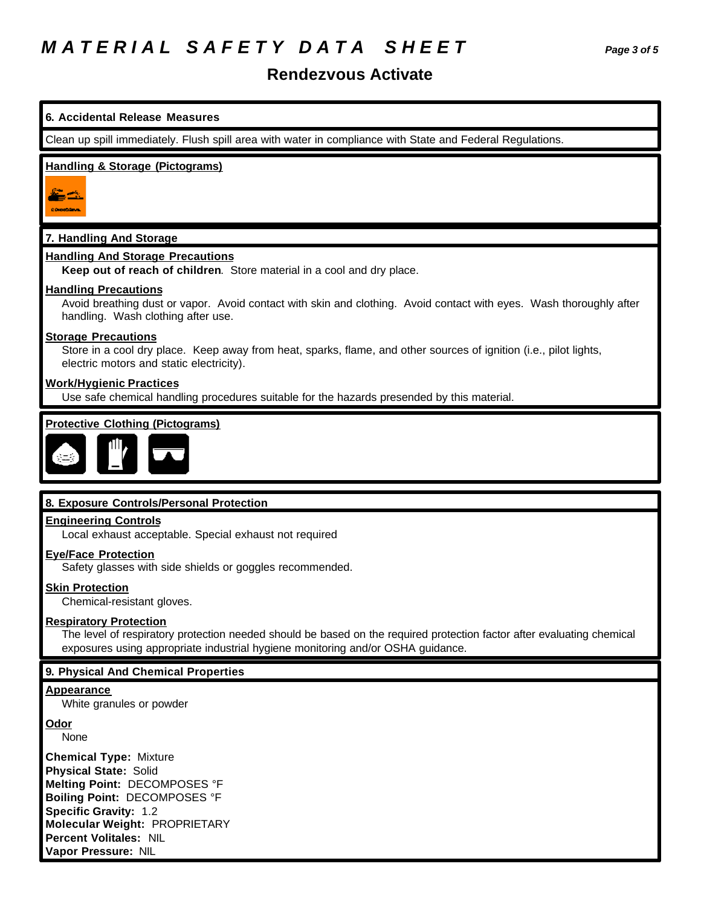# MATERIAL SAFETY DATA SHEET

## Rendezvous Activate

### 6. Accidental Release Measures

Clean up spill immediately. Flush spill area with water in compliance with State and Federal Regulations.

**Handling & Storage (Pictograms)**

### 7. Handling And Storage

**Handling And Storage Precautions**

**Keep out of reach of children**. Store material in a cool and dry place.

**Handling Precautions**

Avoid breathing dust or vapor. Avoid contact with skin and clothing. Avoid contact with eyes. Wash thoroughly after handling. Wash clothing after use.

**Storage Precautions**

Store in a cool dry place. Keep away from heat, sparks, flame, and other sources of ignition (i.e., pilot lights, electric motors and static electricity).

**Work/Hygienic Practices**

Use safe chemical handling procedures suitable for the hazards presended by this material.

**Protective Clothing (Pictograms)**

### 8. Exposure Controls/Personal Protection

**Engineering Controls**

Local exhaust acceptable. Special exhaust not required

**Eye/Face Protection**

Safety glasses with side shields or goggles recommended.

**Skin Protection**

Chemical-resistant gloves.

**Respiratory Protection**

The level of respiratory protection needed should be based on the required protection factor after evaluating chemical exposures using appropriate industrial hygiene monitoring and/or OSHA guidance.

### 9. Physical And Chemical Properties

**Appearance**

White granules or powder

**Odor**

None

**Chemical Type:** Mixture
**Physical State:** Solid
**Melting Point:** DECOMPOSES °F
**Boiling Point:** DECOMPOSES °F
**Specific Gravity:** 1.2
**Molecular Weight:** PROPRIETARY
**Percent Volitales:** NIL
**Vapor Pressure:** NIL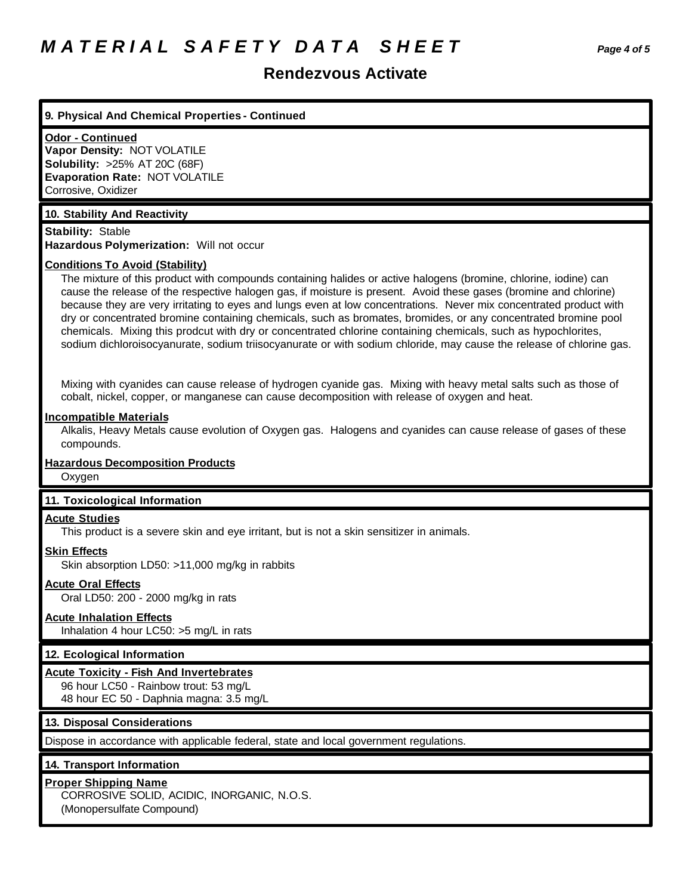## 9. Physical And Chemical Properties - Continued

**Odor - Continued**

**Vapor Density:** NOT VOLATILE
**Solubility:** >25% AT 20C (68F)
**Evaporation Rate:** NOT VOLATILE
Corrosive, Oxidizer

## 10. Stability And Reactivity

**Stability:** Stable
**Hazardous Polymerization:** Will not occur

**Conditions To Avoid (Stability)**

The mixture of this product with compounds containing halides or active halogens (bromine, chlorine, iodine) can cause the release of the respective halogen gas, if moisture is present. Avoid these gases (bromine and chlorine) because they are very irritating to eyes and lungs even at low concentrations. Never mix concentrated product with dry or concentrated bromine containing chemicals, such as bromates, bromides, or any concentrated bromine pool chemicals. Mixing this prodcut with dry or concentrated chlorine containing chemicals, such as hypochlorites, sodium dichloroisocyanurate, sodium triisocyanurate or with sodium chloride, may cause the release of chlorine gas.

Mixing with cyanides can cause release of hydrogen cyanide gas. Mixing with heavy metal salts such as those of cobalt, nickel, copper, or manganese can cause decomposition with release of oxygen and heat.

**Incompatible Materials**

Alkalis, Heavy Metals cause evolution of Oxygen gas. Halogens and cyanides can cause release of gases of these compounds.

**Hazardous Decomposition Products**

Oxygen

## 11. Toxicological Information

**Acute Studies**

This product is a severe skin and eye irritant, but is not a skin sensitizer in animals.

**Skin Effects**

Skin absorption LD50: >11,000 mg/kg in rabbits

**Acute Oral Effects**

Oral LD50: 200 - 2000 mg/kg in rats

**Acute Inhalation Effects**

Inhalation 4 hour LC50: >5 mg/L in rats

## 12. Ecological Information

**Acute Toxicity - Fish And Invertebrates**

96 hour LC50 - Rainbow trout: 53 mg/L
48 hour EC 50 - Daphnia magna: 3.5 mg/L

## 13. Disposal Considerations

Dispose in accordance with applicable federal, state and local government regulations.

## 14. Transport Information

**Proper Shipping Name**

CORROSIVE SOLID, ACIDIC, INORGANIC, N.O.S.
(Monopersulfate Compound)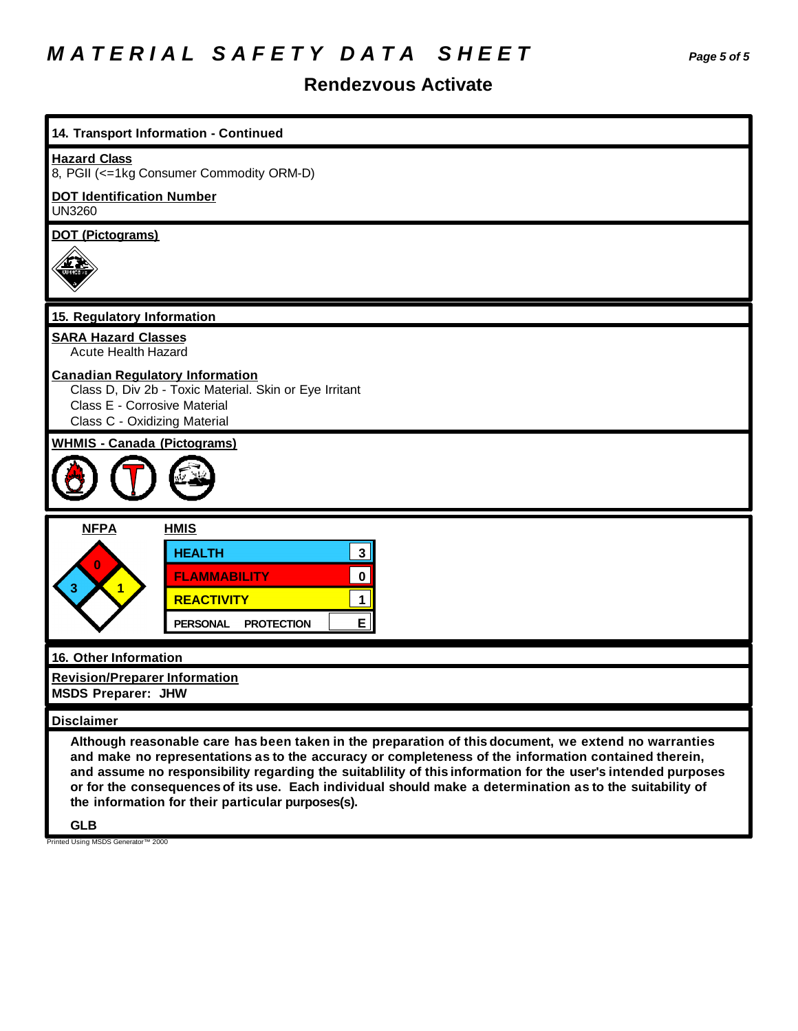# MATERIAL SAFETY DATA SHEET

## Rendezvous Activate

### 14. Transport Information - Continued

**Hazard Class**
8, PGII (<=1kg Consumer Commodity ORM-D)

**DOT Identification Number**
UN3260

**DOT (Pictograms)**

### 15. Regulatory Information

**SARA Hazard Classes**
Acute Health Hazard

**Canadian Regulatory Information**
Class D, Div 2b - Toxic Material. Skin or Eye Irritant
Class E - Corrosive Material
Class C - Oxidizing Material

**WHMIS - Canada (Pictograms)**

**NFPA**

- Flammability: 0
- Health: 3
- Reactivity: 1

**HMIS**

| | |
|---|---|
| HEALTH | 3 |
| FLAMMABILITY | 0 |
| REACTIVITY | 1 |
| PERSONAL PROTECTION | E |

### 16. Other Information

**Revision/Preparer Information**
**MSDS Preparer: JHW**

**Disclaimer**

**Although reasonable care has been taken in the preparation of this document, we extend no warranties and make no representations as to the accuracy or completeness of the information contained therein, and assume no responsibility regarding the suitablility of this information for the user's intended purposes or for the consequences of its use. Each individual should make a determination as to the suitability of the information for their particular purposes(s).**

**GLB**

Printed Using MSDS Generator™ 2000